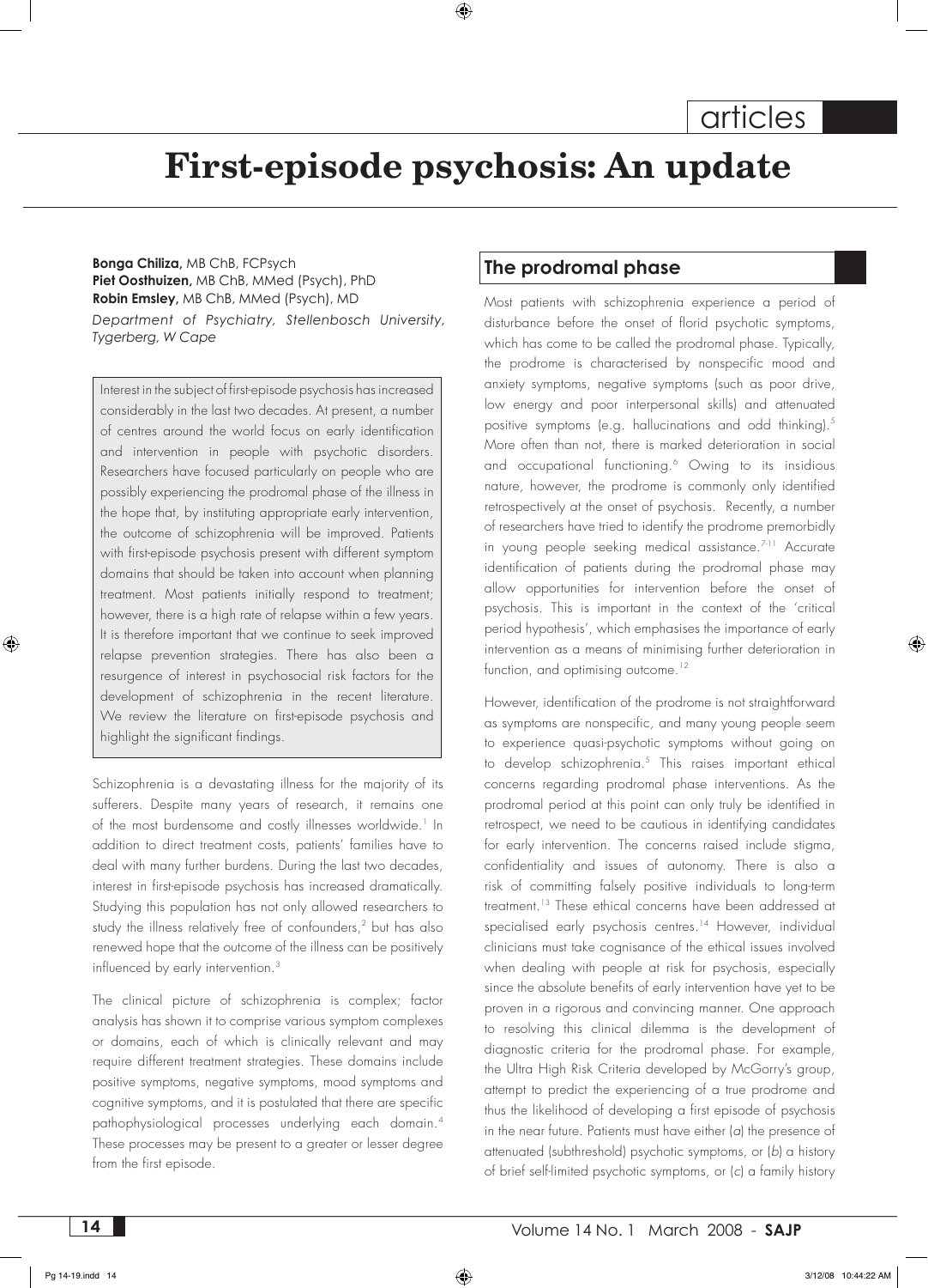articles

# First-episode psychosis: An update

**Bonga Chiliza,** MB ChB, FCPsych
**Piet Oosthuizen,** MB ChB, MMed (Psych), PhD
**Robin Emsley,** MB ChB, MMed (Psych), MD
*Department of Psychiatry, Stellenbosch University, Tygerberg, W Cape*

Interest in the subject of first-episode psychosis has increased considerably in the last two decades. At present, a number of centres around the world focus on early identification and intervention in people with psychotic disorders. Researchers have focused particularly on people who are possibly experiencing the prodromal phase of the illness in the hope that, by instituting appropriate early intervention, the outcome of schizophrenia will be improved. Patients with first-episode psychosis present with different symptom domains that should be taken into account when planning treatment. Most patients initially respond to treatment; however, there is a high rate of relapse within a few years. It is therefore important that we continue to seek improved relapse prevention strategies. There has also been a resurgence of interest in psychosocial risk factors for the development of schizophrenia in the recent literature. We review the literature on first-episode psychosis and highlight the significant findings.

Schizophrenia is a devastating illness for the majority of its sufferers. Despite many years of research, it remains one of the most burdensome and costly illnesses worldwide.[1] In addition to direct treatment costs, patients' families have to deal with many further burdens. During the last two decades, interest in first-episode psychosis has increased dramatically. Studying this population has not only allowed researchers to study the illness relatively free of confounders,[2] but has also renewed hope that the outcome of the illness can be positively influenced by early intervention.[3]

The clinical picture of schizophrenia is complex; factor analysis has shown it to comprise various symptom complexes or domains, each of which is clinically relevant and may require different treatment strategies. These domains include positive symptoms, negative symptoms, mood symptoms and cognitive symptoms, and it is postulated that there are specific pathophysiological processes underlying each domain.[4] These processes may be present to a greater or lesser degree from the first episode.

## The prodromal phase

Most patients with schizophrenia experience a period of disturbance before the onset of florid psychotic symptoms, which has come to be called the prodromal phase. Typically, the prodrome is characterised by nonspecific mood and anxiety symptoms, negative symptoms (such as poor drive, low energy and poor interpersonal skills) and attenuated positive symptoms (e.g. hallucinations and odd thinking).[5] More often than not, there is marked deterioration in social and occupational functioning.[6] Owing to its insidious nature, however, the prodrome is commonly only identified retrospectively at the onset of psychosis. Recently, a number of researchers have tried to identify the prodrome premorbidly in young people seeking medical assistance.[7-11] Accurate identification of patients during the prodromal phase may allow opportunities for intervention before the onset of psychosis. This is important in the context of the 'critical period hypothesis', which emphasises the importance of early intervention as a means of minimising further deterioration in function, and optimising outcome.[12]

However, identification of the prodrome is not straightforward as symptoms are nonspecific, and many young people seem to experience quasi-psychotic symptoms without going on to develop schizophrenia.[5] This raises important ethical concerns regarding prodromal phase interventions. As the prodromal period at this point can only truly be identified in retrospect, we need to be cautious in identifying candidates for early intervention. The concerns raised include stigma, confidentiality and issues of autonomy. There is also a risk of committing falsely positive individuals to long-term treatment.[13] These ethical concerns have been addressed at specialised early psychosis centres.[14] However, individual clinicians must take cognisance of the ethical issues involved when dealing with people at risk for psychosis, especially since the absolute benefits of early intervention have yet to be proven in a rigorous and convincing manner. One approach to resolving this clinical dilemma is the development of diagnostic criteria for the prodromal phase. For example, the Ultra High Risk Criteria developed by McGorry's group, attempt to predict the experiencing of a true prodrome and thus the likelihood of developing a first episode of psychosis in the near future. Patients must have either (*a*) the presence of attenuated (subthreshold) psychotic symptoms, or (*b*) a history of brief self-limited psychotic symptoms, or (*c*) a family history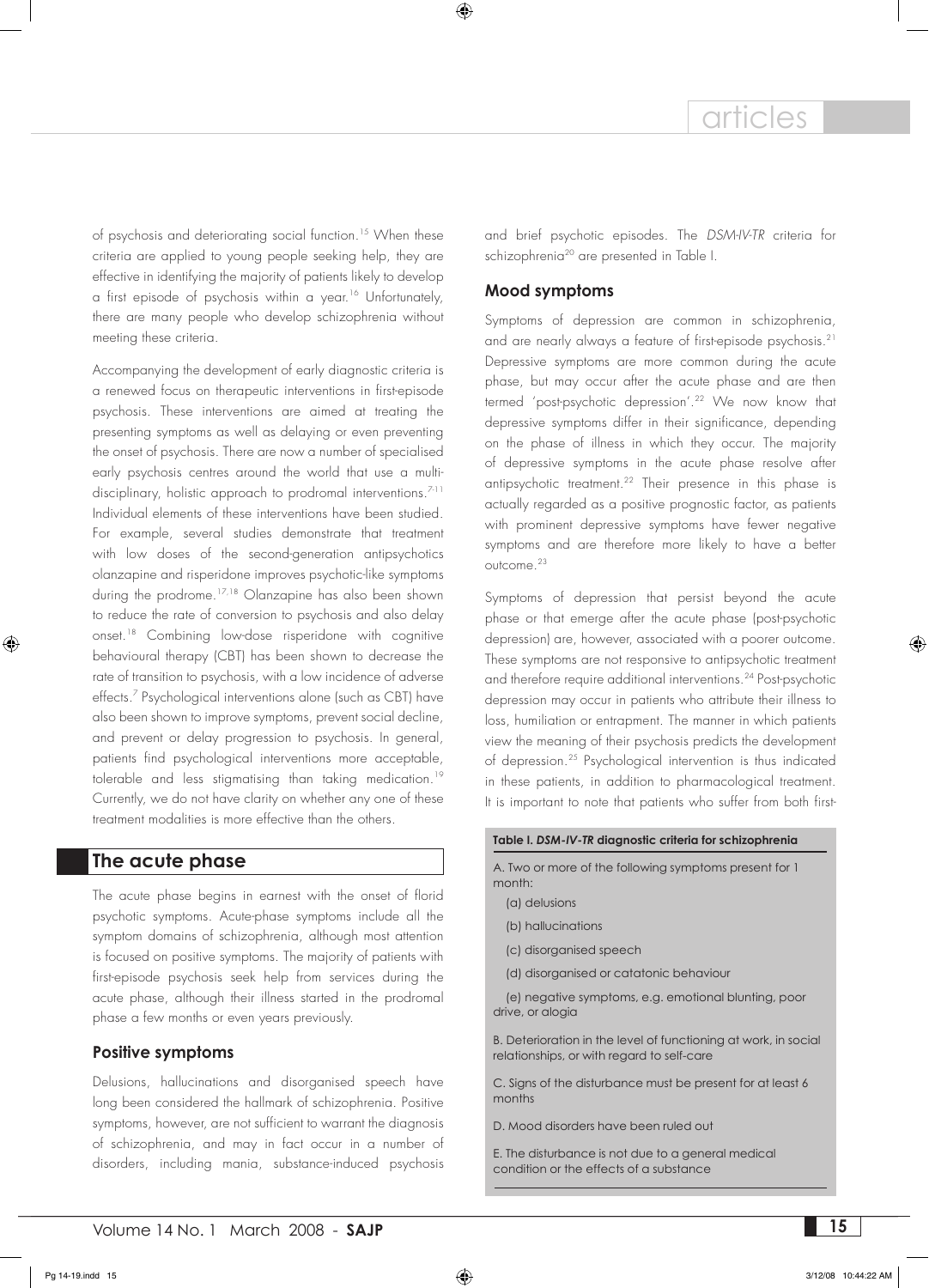of psychosis and deteriorating social function.[15] When these criteria are applied to young people seeking help, they are effective in identifying the majority of patients likely to develop a first episode of psychosis within a year.[16] Unfortunately, there are many people who develop schizophrenia without meeting these criteria.

Accompanying the development of early diagnostic criteria is a renewed focus on therapeutic interventions in first-episode psychosis. These interventions are aimed at treating the presenting symptoms as well as delaying or even preventing the onset of psychosis. There are now a number of specialised early psychosis centres around the world that use a multi-disciplinary, holistic approach to prodromal interventions.[7-11] Individual elements of these interventions have been studied. For example, several studies demonstrate that treatment with low doses of the second-generation antipsychotics olanzapine and risperidone improves psychotic-like symptoms during the prodrome.[17,18] Olanzapine has also been shown to reduce the rate of conversion to psychosis and also delay onset.[18] Combining low-dose risperidone with cognitive behavioural therapy (CBT) has been shown to decrease the rate of transition to psychosis, with a low incidence of adverse effects.[7] Psychological interventions alone (such as CBT) have also been shown to improve symptoms, prevent social decline, and prevent or delay progression to psychosis. In general, patients find psychological interventions more acceptable, tolerable and less stigmatising than taking medication.[19] Currently, we do not have clarity on whether any one of these treatment modalities is more effective than the others.

## The acute phase

The acute phase begins in earnest with the onset of florid psychotic symptoms. Acute-phase symptoms include all the symptom domains of schizophrenia, although most attention is focused on positive symptoms. The majority of patients with first-episode psychosis seek help from services during the acute phase, although their illness started in the prodromal phase a few months or even years previously.

### Positive symptoms

Delusions, hallucinations and disorganised speech have long been considered the hallmark of schizophrenia. Positive symptoms, however, are not sufficient to warrant the diagnosis of schizophrenia, and may in fact occur in a number of disorders, including mania, substance-induced psychosis and brief psychotic episodes. The *DSM-IV-TR* criteria for schizophrenia[20] are presented in Table I.

### Mood symptoms

Symptoms of depression are common in schizophrenia, and are nearly always a feature of first-episode psychosis.[21] Depressive symptoms are more common during the acute phase, but may occur after the acute phase and are then termed 'post-psychotic depression'.[22] We now know that depressive symptoms differ in their significance, depending on the phase of illness in which they occur. The majority of depressive symptoms in the acute phase resolve after antipsychotic treatment.[22] Their presence in this phase is actually regarded as a positive prognostic factor, as patients with prominent depressive symptoms have fewer negative symptoms and are therefore more likely to have a better outcome.[23]

Symptoms of depression that persist beyond the acute phase or that emerge after the acute phase (post-psychotic depression) are, however, associated with a poorer outcome. These symptoms are not responsive to antipsychotic treatment and therefore require additional interventions.[24] Post-psychotic depression may occur in patients who attribute their illness to loss, humiliation or entrapment. The manner in which patients view the meaning of their psychosis predicts the development of depression.[25] Psychological intervention is thus indicated in these patients, in addition to pharmacological treatment. It is important to note that patients who suffer from both first-

**Table I. *DSM-IV-TR* diagnostic criteria for schizophrenia**

A. Two or more of the following symptoms present for 1 month:

- (a) delusions
- (b) hallucinations
- (c) disorganised speech
- (d) disorganised or catatonic behaviour
- (e) negative symptoms, e.g. emotional blunting, poor drive, or alogia

B. Deterioration in the level of functioning at work, in social relationships, or with regard to self-care

C. Signs of the disturbance must be present for at least 6 months

D. Mood disorders have been ruled out

E. The disturbance is not due to a general medical condition or the effects of a substance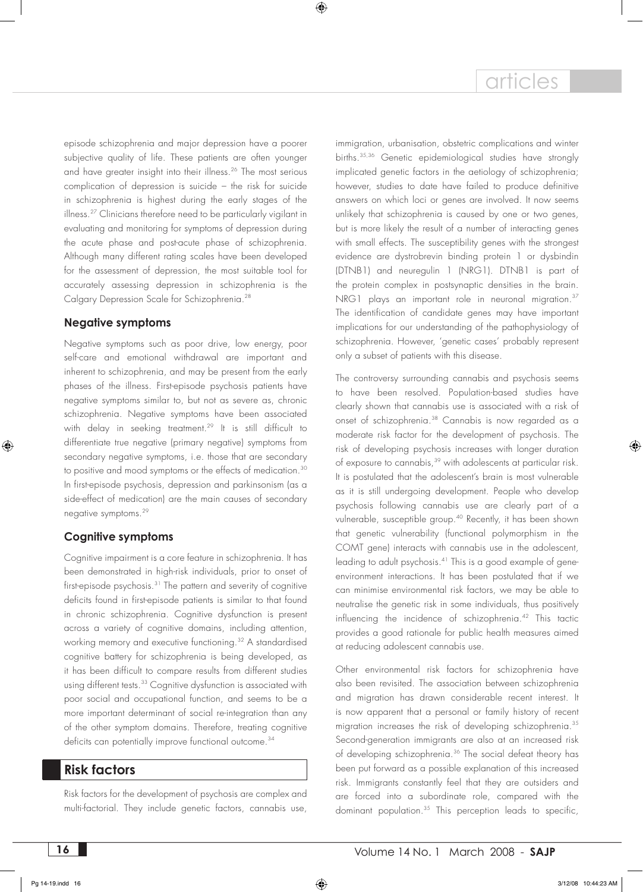episode schizophrenia and major depression have a poorer subjective quality of life. These patients are often younger and have greater insight into their illness.[26] The most serious complication of depression is suicide – the risk for suicide in schizophrenia is highest during the early stages of the illness.[27] Clinicians therefore need to be particularly vigilant in evaluating and monitoring for symptoms of depression during the acute phase and post-acute phase of schizophrenia. Although many different rating scales have been developed for the assessment of depression, the most suitable tool for accurately assessing depression in schizophrenia is the Calgary Depression Scale for Schizophrenia.[28]

### Negative symptoms

Negative symptoms such as poor drive, low energy, poor self-care and emotional withdrawal are important and inherent to schizophrenia, and may be present from the early phases of the illness. First-episode psychosis patients have negative symptoms similar to, but not as severe as, chronic schizophrenia. Negative symptoms have been associated with delay in seeking treatment.[29] It is still difficult to differentiate true negative (primary negative) symptoms from secondary negative symptoms, i.e. those that are secondary to positive and mood symptoms or the effects of medication.[30] In first-episode psychosis, depression and parkinsonism (as a side-effect of medication) are the main causes of secondary negative symptoms.[29]

### Cognitive symptoms

Cognitive impairment is a core feature in schizophrenia. It has been demonstrated in high-risk individuals, prior to onset of first-episode psychosis.[31] The pattern and severity of cognitive deficits found in first-episode patients is similar to that found in chronic schizophrenia. Cognitive dysfunction is present across a variety of cognitive domains, including attention, working memory and executive functioning.[32] A standardised cognitive battery for schizophrenia is being developed, as it has been difficult to compare results from different studies using different tests.[33] Cognitive dysfunction is associated with poor social and occupational function, and seems to be a more important determinant of social re-integration than any of the other symptom domains. Therefore, treating cognitive deficits can potentially improve functional outcome.[34]

## Risk factors

Risk factors for the development of psychosis are complex and multi-factorial. They include genetic factors, cannabis use, immigration, urbanisation, obstetric complications and winter births.[35,36] Genetic epidemiological studies have strongly implicated genetic factors in the aetiology of schizophrenia; however, studies to date have failed to produce definitive answers on which loci or genes are involved. It now seems unlikely that schizophrenia is caused by one or two genes, but is more likely the result of a number of interacting genes with small effects. The susceptibility genes with the strongest evidence are dystrobrevin binding protein 1 or dysbindin (DTNB1) and neuregulin 1 (NRG1). DTNB1 is part of the protein complex in postsynaptic densities in the brain. NRG1 plays an important role in neuronal migration.[37] The identification of candidate genes may have important implications for our understanding of the pathophysiology of schizophrenia. However, 'genetic cases' probably represent only a subset of patients with this disease.

The controversy surrounding cannabis and psychosis seems to have been resolved. Population-based studies have clearly shown that cannabis use is associated with a risk of onset of schizophrenia.[38] Cannabis is now regarded as a moderate risk factor for the development of psychosis. The risk of developing psychosis increases with longer duration of exposure to cannabis,[39] with adolescents at particular risk. It is postulated that the adolescent's brain is most vulnerable as it is still undergoing development. People who develop psychosis following cannabis use are clearly part of a vulnerable, susceptible group.[40] Recently, it has been shown that genetic vulnerability (functional polymorphism in the COMT gene) interacts with cannabis use in the adolescent, leading to adult psychosis.[41] This is a good example of gene-environment interactions. It has been postulated that if we can minimise environmental risk factors, we may be able to neutralise the genetic risk in some individuals, thus positively influencing the incidence of schizophrenia.[42] This tactic provides a good rationale for public health measures aimed at reducing adolescent cannabis use.

Other environmental risk factors for schizophrenia have also been revisited. The association between schizophrenia and migration has drawn considerable recent interest. It is now apparent that a personal or family history of recent migration increases the risk of developing schizophrenia.[35] Second-generation immigrants are also at an increased risk of developing schizophrenia.[36] The social defeat theory has been put forward as a possible explanation of this increased risk. Immigrants constantly feel that they are outsiders and are forced into a subordinate role, compared with the dominant population.[35] This perception leads to specific,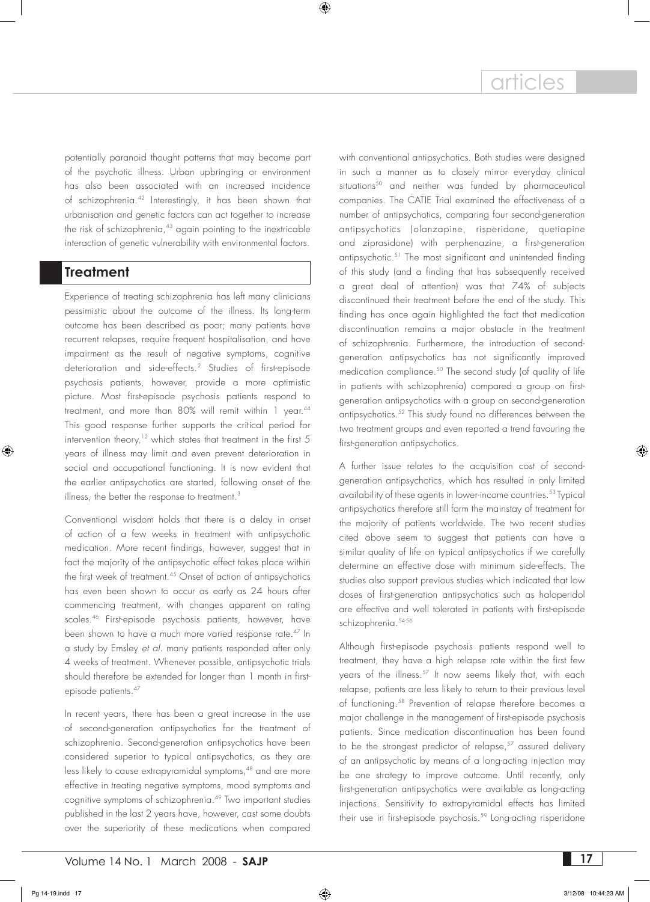potentially paranoid thought patterns that may become part of the psychotic illness. Urban upbringing or environment has also been associated with an increased incidence of schizophrenia.[42] Interestingly, it has been shown that urbanisation and genetic factors can act together to increase the risk of schizophrenia,[43] again pointing to the inextricable interaction of genetic vulnerability with environmental factors.

## Treatment

Experience of treating schizophrenia has left many clinicians pessimistic about the outcome of the illness. Its long-term outcome has been described as poor; many patients have recurrent relapses, require frequent hospitalisation, and have impairment as the result of negative symptoms, cognitive deterioration and side-effects.[2] Studies of first-episode psychosis patients, however, provide a more optimistic picture. Most first-episode psychosis patients respond to treatment, and more than 80% will remit within 1 year.[44] This good response further supports the critical period for intervention theory,[12] which states that treatment in the first 5 years of illness may limit and even prevent deterioration in social and occupational functioning. It is now evident that the earlier antipsychotics are started, following onset of the illness, the better the response to treatment.[3]

Conventional wisdom holds that there is a delay in onset of action of a few weeks in treatment with antipsychotic medication. More recent findings, however, suggest that in fact the majority of the antipsychotic effect takes place within the first week of treatment.[45] Onset of action of antipsychotics has even been shown to occur as early as 24 hours after commencing treatment, with changes apparent on rating scales.[46] First-episode psychosis patients, however, have been shown to have a much more varied response rate.[47] In a study by Emsley *et al.* many patients responded after only 4 weeks of treatment. Whenever possible, antipsychotic trials should therefore be extended for longer than 1 month in first-episode patients.[47]

In recent years, there has been a great increase in the use of second-generation antipsychotics for the treatment of schizophrenia. Second-generation antipsychotics have been considered superior to typical antipsychotics, as they are less likely to cause extrapyramidal symptoms,[48] and are more effective in treating negative symptoms, mood symptoms and cognitive symptoms of schizophrenia.[49] Two important studies published in the last 2 years have, however, cast some doubts over the superiority of these medications when compared with conventional antipsychotics. Both studies were designed in such a manner as to closely mirror everyday clinical situations[50] and neither was funded by pharmaceutical companies. The CATIE Trial examined the effectiveness of a number of antipsychotics, comparing four second-generation antipsychotics (olanzapine, risperidone, quetiapine and ziprasidone) with perphenazine, a first-generation antipsychotic.[51] The most significant and unintended finding of this study (and a finding that has subsequently received a great deal of attention) was that 74% of subjects discontinued their treatment before the end of the study. This finding has once again highlighted the fact that medication discontinuation remains a major obstacle in the treatment of schizophrenia. Furthermore, the introduction of second-generation antipsychotics has not significantly improved medication compliance.[50] The second study (of quality of life in patients with schizophrenia) compared a group on first-generation antipsychotics with a group on second-generation antipsychotics.[52] This study found no differences between the two treatment groups and even reported a trend favouring the first-generation antipsychotics.

A further issue relates to the acquisition cost of second-generation antipsychotics, which has resulted in only limited availability of these agents in lower-income countries.[53] Typical antipsychotics therefore still form the mainstay of treatment for the majority of patients worldwide. The two recent studies cited above seem to suggest that patients can have a similar quality of life on typical antipsychotics if we carefully determine an effective dose with minimum side-effects. The studies also support previous studies which indicated that low doses of first-generation antipsychotics such as haloperidol are effective and well tolerated in patients with first-episode schizophrenia.[54-56]

Although first-episode psychosis patients respond well to treatment, they have a high relapse rate within the first few years of the illness.[57] It now seems likely that, with each relapse, patients are less likely to return to their previous level of functioning.[58] Prevention of relapse therefore becomes a major challenge in the management of first-episode psychosis patients. Since medication discontinuation has been found to be the strongest predictor of relapse,[57] assured delivery of an antipsychotic by means of a long-acting injection may be one strategy to improve outcome. Until recently, only first-generation antipsychotics were available as long-acting injections. Sensitivity to extrapyramidal effects has limited their use in first-episode psychosis.[59] Long-acting risperidone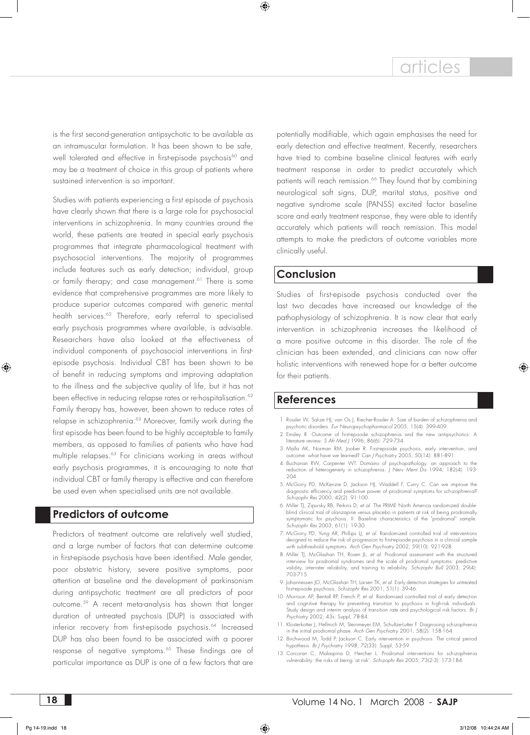is the first second-generation antipsychotic to be available as an intramuscular formulation. It has been shown to be safe, well tolerated and effective in first-episode psychosis[60] and may be a treatment of choice in this group of patients where sustained intervention is so important.

Studies with patients experiencing a first episode of psychosis have clearly shown that there is a large role for psychosocial interventions in schizophrenia. In many countries around the world, these patients are treated in special early psychosis programmes that integrate pharmacological treatment with psychosocial interventions. The majority of programmes include features such as early detection; individual, group or family therapy; and case management.[61] There is some evidence that comprehensive programmes are more likely to produce superior outcomes compared with generic mental health services.[62] Therefore, early referral to specialised early psychosis programmes where available, is advisable. Researchers have also looked at the effectiveness of individual components of psychosocial interventions in first-episode psychosis. Individual CBT has been shown to be of benefit in reducing symptoms and improving adaptation to the illness and the subjective quality of life, but it has not been effective in reducing relapse rates or re-hospitalisation.[62] Family therapy has, however, been shown to reduce rates of relapse in schizophrenia.[63] Moreover, family work during the first episode has been found to be highly acceptable to family members, as opposed to families of patients who have had multiple relapses.[63] For clinicians working in areas without early psychosis programmes, it is encouraging to note that individual CBT or family therapy is effective and can therefore be used even when specialised units are not available.

## Predictors of outcome

Predictors of treatment outcome are relatively well studied, and a large number of factors that can determine outcome in first-episode psychosis have been identified. Male gender, poor obstetric history, severe positive symptoms, poor attention at baseline and the development of parkinsonism during antipsychotic treatment are all predictors of poor outcome.[59] A recent meta-analysis has shown that longer duration of untreated psychosis (DUP) is associated with inferior recovery from first-episode psychosis.[64] Increased DUP has also been found to be associated with a poorer response of negative symptoms.[65] These findings are of particular importance as DUP is one of a few factors that are potentially modifiable, which again emphasises the need for early detection and effective treatment. Recently, researchers have tried to combine baseline clinical features with early treatment response in order to predict accurately which patients will reach remission.[66] They found that by combining neurological soft signs, DUP, marital status, positive and negative syndrome scale (PANSS) excited factor baseline score and early treatment response, they were able to identify accurately which patients will reach remission. This model attempts to make the predictors of outcome variables more clinically useful.

## Conclusion

Studies of first-episode psychosis conducted over the last two decades have increased our knowledge of the pathophysiology of schizophrenia. It is now clear that early intervention in schizophrenia increases the likelihood of a more positive outcome in this disorder. The role of the clinician has been extended, and clinicians can now offer holistic interventions with renewed hope for a better outcome for their patients.

## References

1. Rossler W, Salize HJ, van Os J, Riecher-Rossler A. Size of burden of schizophrenia and psychotic disorders. *Eur Neuropsychopharmacol* 2005; 15(4): 399-409.
2. Emsley R. Outcome of first-episode schizophrenia and the new antipsychotics: A literature review. *S Afr Med J* 1996; 86(6): 729-734.
3. Malla AK, Norman RM, Joober R. First-episode psychosis, early intervention, and outcome: what have we learned? *Can J Psychiatry* 2005; 50(14): 881-891.
4. Buchanan RW, Carpenter WT. Domains of psychopathology: an approach to the reduction of heterogeneity in schizophrenia. *J Nerv Ment Dis* 1994; 182(4): 193-204.
5. McGorry PD, McKenzie D, Jackson HJ, Waddell F, Curry C. Can we improve the diagnostic efficiency and predictive power of prodromal symptoms for schizophrenia? *Schizophr Res* 2000; 42(2): 91-100.
6. Miller TJ, Zipursky RB, Perkins D, *et al.* The PRIME North America randomized double-blind clinical trial of olanzapine versus placebo in patients at risk of being prodromally symptomatic for psychosis. II. Baseline characteristics of the "prodromal" sample. *Schizophr Res* 2003; 61(1): 19-30.
7. McGorry PD, Yung AR, Phillips LJ, *et al.* Randomized controlled trial of interventions designed to reduce the risk of progression to first-episode psychosis in a clinical sample with subthreshold symptoms. *Arch Gen Psychiatry* 2002; 59(10): 921-928.
8. Miller TJ, McGlashan TH, Rosen JL, *et al.* Prodromal assessment with the structured interview for prodromal syndromes and the scale of prodromal symptoms: predictive validity, interrater reliability, and training to reliability. *Schizophr Bull* 2003; 29(4): 703-715.
9. Johannessen JO, McGlashan TH, Larsen TK, *et al.* Early detection strategies for untreated first-episode psychosis. *Schizophr Res* 2001; 51(1): 39-46.
10. Morrison AP, Bentall RP, French P, *et al.* Randomised controlled trial of early detection and cognitive therapy for preventing transition to psychosis in high-risk individuals. Study design and interim analysis of transition rate and psychological risk factors. *Br J Psychiatry* 2002; 43s: Suppl, 78-84.
11. Klosterkotter J, Hellmich M, Steinmeyer EM, Schultze-Lutter F. Diagnosing schizophrenia in the initial prodromal phase. *Arch Gen Psychiatry* 2001; 58(2): 158-164.
12. Birchwood M, Todd P, Jackson C. Early intervention in psychosis. The critical period hypothesis. *Br J Psychiatry* 1998; 72(33): Suppl, 53-59.
13. Corcoran C, Malaspina D, Hercher L. Prodromal interventions for schizophrenia vulnerability: the risks of being 'at risk'. *Schizophr Res* 2005; 73(2-3): 173-184.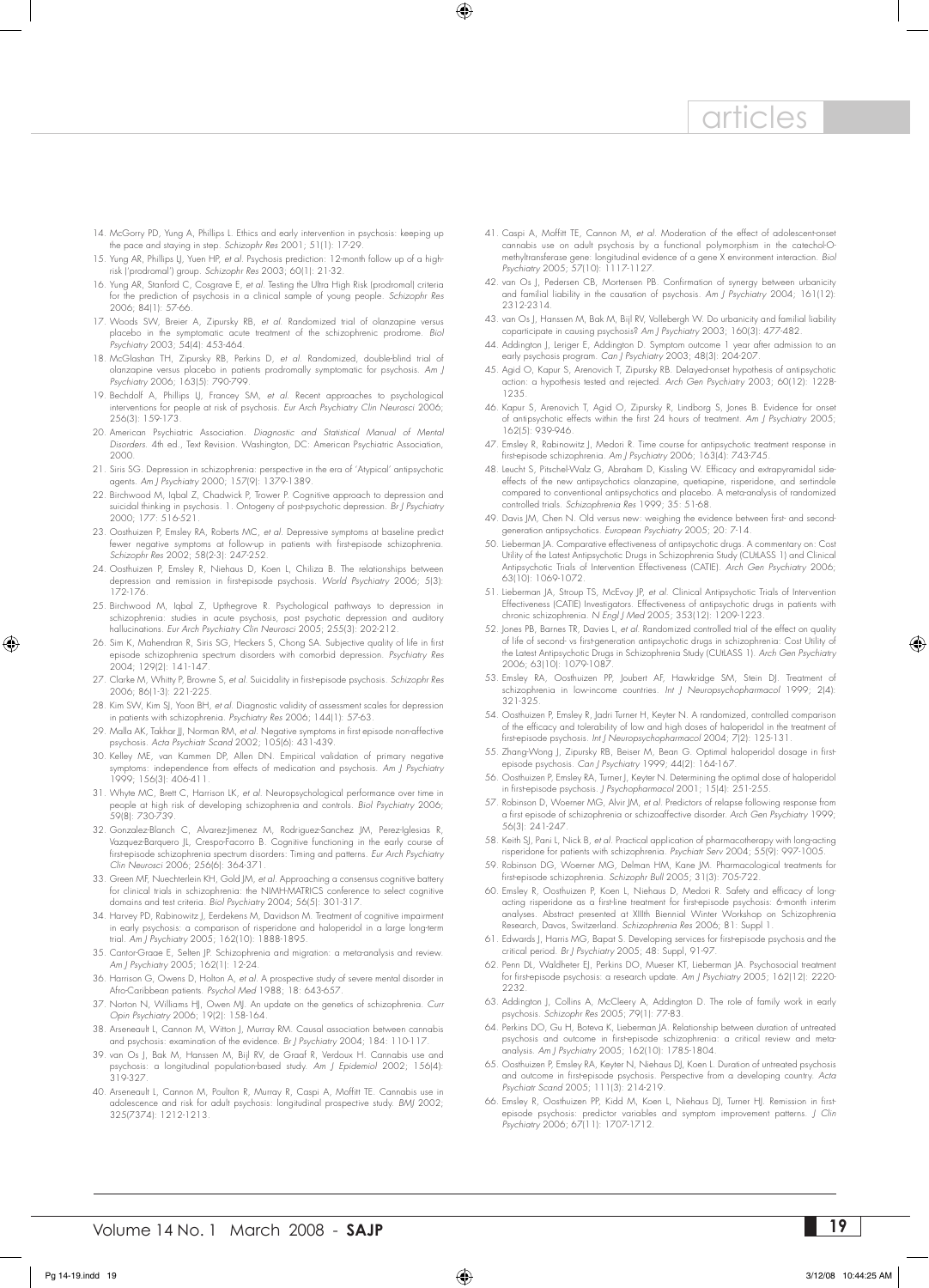14. McGorry PD, Yung A, Phillips L. Ethics and early intervention in psychosis: keeping up the pace and staying in step. *Schizophr Res* 2001; 51(1): 17-29.
15. Yung AR, Phillips LJ, Yuen HP, *et al.* Psychosis prediction: 12-month follow up of a high-risk ('prodromal') group. *Schizophr Res* 2003; 60(1): 21-32.
16. Yung AR, Stanford C, Cosgrave E, *et al.* Testing the Ultra High Risk (prodromal) criteria for the prediction of psychosis in a clinical sample of young people. *Schizophr Res* 2006; 84(1): 57-66.
17. Woods SW, Breier A, Zipursky RB, *et al.* Randomized trial of olanzapine versus placebo in the symptomatic acute treatment of the schizophrenic prodrome. *Biol Psychiatry* 2003; 54(4): 453-464.
18. McGlashan TH, Zipursky RB, Perkins D, *et al.* Randomized, double-blind trial of olanzapine versus placebo in patients prodromally symptomatic for psychosis. *Am J Psychiatry* 2006; 163(5): 790-799.
19. Bechdolf A, Phillips LJ, Francey SM, *et al.* Recent approaches to psychological interventions for people at risk of psychosis. *Eur Arch Psychiatry Clin Neurosci* 2006; 256(3): 159-173.
20. American Psychiatric Association. *Diagnostic and Statistical Manual of Mental Disorders.* 4th ed., Text Revision. Washington, DC: American Psychiatric Association, 2000.
21. Siris SG. Depression in schizophrenia: perspective in the era of 'Atypical' antipsychotic agents. *Am J Psychiatry* 2000; 157(9): 1379-1389.
22. Birchwood M, Iqbal Z, Chadwick P, Trower P. Cognitive approach to depression and suicidal thinking in psychosis. 1. Ontogeny of post-psychotic depression. *Br J Psychiatry* 2000; 177: 516-521.
23. Oosthuizen P, Emsley RA, Roberts MC, *et al.* Depressive symptoms at baseline predict fewer negative symptoms at follow-up in patients with first-episode schizophrenia. *Schizophr Res* 2002; 58(2-3): 247-252.
24. Oosthuizen P, Emsley R, Niehaus D, Koen L, Chiliza B. The relationships between depression and remission in first-episode psychosis. *World Psychiatry* 2006; 5(3): 172-176.
25. Birchwood M, Iqbal Z, Upthegrove R. Psychological pathways to depression in schizophrenia: studies in acute psychosis, post psychotic depression and auditory hallucinations. *Eur Arch Psychiatry Clin Neurosci* 2005; 255(3): 202-212.
26. Sim K, Mahendran R, Siris SG, Heckers S, Chong SA. Subjective quality of life in first episode schizophrenia spectrum disorders with comorbid depression. *Psychiatry Res* 2004; 129(2): 141-147.
27. Clarke M, Whitty P, Browne S, *et al.* Suicidality in first-episode psychosis. *Schizophr Res* 2006; 86(1-3): 221-225.
28. Kim SW, Kim SJ, Yoon BH, *et al.* Diagnostic validity of assessment scales for depression in patients with schizophrenia. *Psychiatry Res* 2006; 144(1): 57-63.
29. Malla AK, Takhar JJ, Norman RM, *et al.* Negative symptoms in first episode non-affective psychosis. *Acta Psychiatr Scand* 2002; 105(6): 431-439.
30. Kelley ME, van Kammen DP, Allen DN. Empirical validation of primary negative symptoms: independence from effects of medication and psychosis. *Am J Psychiatry* 1999; 156(3): 406-411.
31. Whyte MC, Brett C, Harrison LK, *et al.* Neuropsychological performance over time in people at high risk of developing schizophrenia and controls. *Biol Psychiatry* 2006; 59(8): 730-739.
32. Gonzalez-Blanch C, Alvarez-Jimenez M, Rodriguez-Sanchez JM, Perez-Iglesias R, Vazquez-Barquero JL, Crespo-Facorro B. Cognitive functioning in the early course of first-episode schizophrenia spectrum disorders: Timing and patterns. *Eur Arch Psychiatry Clin Neurosci* 2006; 256(6): 364-371.
33. Green MF, Nuechterlein KH, Gold JM, *et al.* Approaching a consensus cognitive battery for clinical trials in schizophrenia: the NIMH-MATRICS conference to select cognitive domains and test criteria. *Biol Psychiatry* 2004; 56(5): 301-317.
34. Harvey PD, Rabinowitz J, Eerdekens M, Davidson M. Treatment of cognitive impairment in early psychosis: a comparison of risperidone and haloperidol in a large long-term trial. *Am J Psychiatry* 2005; 162(10): 1888-1895.
35. Cantor-Graae E, Selten JP. Schizophrenia and migration: a meta-analysis and review. *Am J Psychiatry* 2005; 162(1): 12-24.
36. Harrison G, Owens D, Holton A, *et al.* A prospective study of severe mental disorder in Afro-Caribbean patients. *Psychol Med* 1988; 18: 643-657.
37. Norton N, Williams HJ, Owen MJ. An update on the genetics of schizophrenia. *Curr Opin Psychiatry* 2006; 19(2): 158-164.
38. Arseneault L, Cannon M, Witton J, Murray RM. Causal association between cannabis and psychosis: examination of the evidence. *Br J Psychiatry* 2004; 184: 110-117.
39. van Os J, Bak M, Hanssen M, Bijl RV, de Graaf R, Verdoux H. Cannabis use and psychosis: a longitudinal population-based study. *Am J Epidemiol* 2002; 156(4): 319-327.
40. Arseneault L, Cannon M, Poulton R, Murray R, Caspi A, Moffitt TE. Cannabis use in adolescence and risk for adult psychosis: longitudinal prospective study. *BMJ* 2002; 325(7374): 1212-1213.
41. Caspi A, Moffitt TE, Cannon M, *et al.* Moderation of the effect of adolescent-onset cannabis use on adult psychosis by a functional polymorphism in the catechol-O-methyltransferase gene: longitudinal evidence of a gene X environment interaction. *Biol Psychiatry* 2005; 57(10): 1117-1127.
42. van Os J, Pedersen CB, Mortensen PB. Confirmation of synergy between urbanicity and familial liability in the causation of psychosis. *Am J Psychiatry* 2004; 161(12): 2312-2314.
43. van Os J, Hanssen M, Bak M, Bijl RV, Vollebergh W. Do urbanicity and familial liability coparticipate in causing psychosis? *Am J Psychiatry* 2003; 160(3): 477-482.
44. Addington J, Leriger E, Addington D. Symptom outcome 1 year after admission to an early psychosis program. *Can J Psychiatry* 2003; 48(3): 204-207.
45. Agid O, Kapur S, Arenovich T, Zipursky RB. Delayed-onset hypothesis of antipsychotic action: a hypothesis tested and rejected. *Arch Gen Psychiatry* 2003; 60(12): 1228-1235.
46. Kapur S, Arenovich T, Agid O, Zipursky R, Lindborg S, Jones B. Evidence for onset of antipsychotic effects within the first 24 hours of treatment. *Am J Psychiatry* 2005; 162(5): 939-946.
47. Emsley R, Rabinowitz J, Medori R. Time course for antipsychotic treatment response in first-episode schizophrenia. *Am J Psychiatry* 2006; 163(4): 743-745.
48. Leucht S, Pitschel-Walz G, Abraham D, Kissling W. Efficacy and extrapyramidal side-effects of the new antipsychotics olanzapine, quetiapine, risperidone, and sertindole compared to conventional antipsychotics and placebo. A meta-analysis of randomized controlled trials. *Schizophrenia Res* 1999; 35: 51-68.
49. Davis JM, Chen N. Old versus new: weighing the evidence between first- and second-generation antipsychotics. *European Psychiatry* 2005; 20: 7-14.
50. Lieberman JA. Comparative effectiveness of antipsychotic drugs. A commentary on: Cost Utility of the Latest Antipsychotic Drugs in Schizophrenia Study (CUtLASS 1) and Clinical Antipsychotic Trials of Intervention Effectiveness (CATIE). *Arch Gen Psychiatry* 2006; 63(10): 1069-1072.
51. Lieberman JA, Stroup TS, McEvoy JP, *et al.* Clinical Antipsychotic Trials of Intervention Effectiveness (CATIE) Investigators. Effectiveness of antipsychotic drugs in patients with chronic schizophrenia. *N Engl J Med* 2005; 353(12): 1209-1223.
52. Jones PB, Barnes TR, Davies L, *et al.* Randomized controlled trial of the effect on quality of life of second- vs first-generation antipsychotic drugs in schizophrenia: Cost Utility of the Latest Antipsychotic Drugs in Schizophrenia Study (CUtLASS 1). *Arch Gen Psychiatry* 2006; 63(10): 1079-1087.
53. Emsley RA, Oosthuizen PP, Joubert AF, Hawkridge SM, Stein DJ. Treatment of schizophrenia in low-income countries. *Int J Neuropsychopharmacol* 1999; 2(4): 321-325.
54. Oosthuizen P, Emsley R, Jadri Turner H, Keyter N. A randomized, controlled comparison of the efficacy and tolerability of low and high doses of haloperidol in the treatment of first-episode psychosis. *Int J Neuropsychopharmacol* 2004; 7(2): 125-131.
55. Zhang-Wong J, Zipursky RB, Beiser M, Bean G. Optimal haloperidol dosage in first-episode psychosis. *Can J Psychiatry* 1999; 44(2): 164-167.
56. Oosthuizen P, Emsley RA, Turner J, Keyter N. Determining the optimal dose of haloperidol in first-episode psychosis. *J Psychopharmacol* 2001; 15(4): 251-255.
57. Robinson D, Woerner MG, Alvir JM, *et al.* Predictors of relapse following response from a first episode of schizophrenia or schizoaffective disorder. *Arch Gen Psychiatry* 1999; 56(3): 241-247.
58. Keith SJ, Pani L, Nick B, *et al.* Practical application of pharmacotherapy with long-acting risperidone for patients with schizophrenia. *Psychiatr Serv* 2004; 55(9): 997-1005.
59. Robinson DG, Woerner MG, Delman HM, Kane JM. Pharmacological treatments for first-episode schizophrenia. *Schizophr Bull* 2005; 31(3): 705-722.
60. Emsley R, Oosthuizen P, Koen L, Niehaus D, Medori R. Safety and efficacy of long-acting risperidone as a first-line treatment for first-episode psychosis: 6-month interim analyses. Abstract presented at XIIIth Biennial Winter Workshop on Schizophrenia Research, Davos, Switzerland. *Schizophrenia Res* 2006; 81: Suppl 1.
61. Edwards J, Harris MG, Bapat S. Developing services for first-episode psychosis and the critical period. *Br J Psychiatry* 2005; 48: Suppl, 91-97.
62. Penn DL, Waldheter EJ, Perkins DO, Mueser KT, Lieberman JA. Psychosocial treatment for first-episode psychosis: a research update. *Am J Psychiatry* 2005; 162(12): 2220-2232.
63. Addington J, Collins A, McCleery A, Addington D. The role of family work in early psychosis. *Schizophr Res* 2005; 79(1): 77-83.
64. Perkins DO, Gu H, Boteva K, Lieberman JA. Relationship between duration of untreated psychosis and outcome in first-episode schizophrenia: a critical review and meta-analysis. *Am J Psychiatry* 2005; 162(10): 1785-1804.
65. Oosthuizen P, Emsley RA, Keyter N, Niehaus DJ, Koen L. Duration of untreated psychosis and outcome in first-episode psychosis. Perspective from a developing country. *Acta Psychiatr Scand* 2005; 111(3): 214-219.
66. Emsley R, Oosthuizen PP, Kidd M, Koen L, Niehaus DJ, Turner HJ. Remission in first-episode psychosis: predictor variables and symptom improvement patterns. *J Clin Psychiatry* 2006; 67(11): 1707-1712.